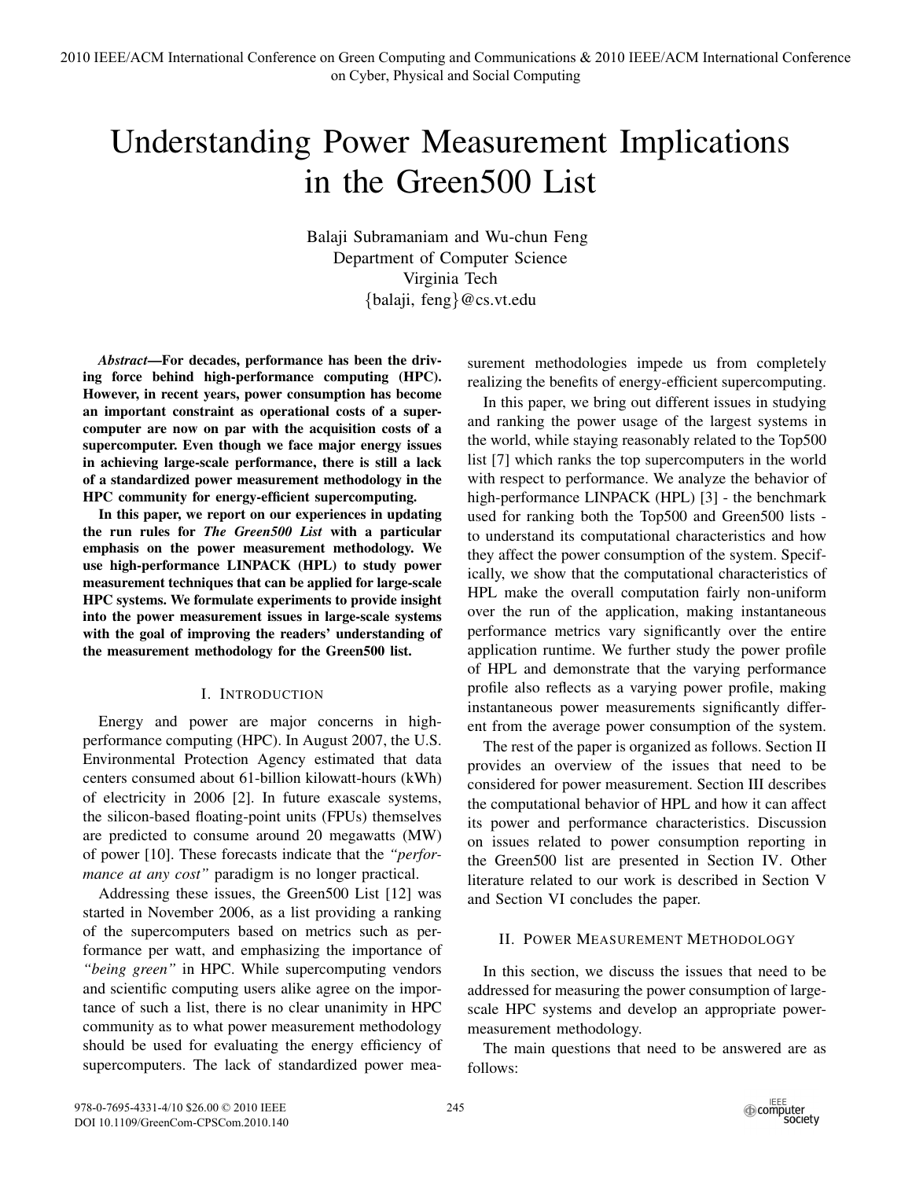# Understanding Power Measurement Implications in the Green500 List

Balaji Subramaniam and Wu-chun Feng
Department of Computer Science
Virginia Tech
{balaji, feng}@cs.vt.edu

***Abstract*—For decades, performance has been the driving force behind high-performance computing (HPC). However, in recent years, power consumption has become an important constraint as operational costs of a supercomputer are now on par with the acquisition costs of a supercomputer. Even though we face major energy issues in achieving large-scale performance, there is still a lack of a standardized power measurement methodology in the HPC community for energy-efficient supercomputing.**

**In this paper, we report on our experiences in updating the run rules for *The Green500 List* with a particular emphasis on the power measurement methodology. We use high-performance LINPACK (HPL) to study power measurement techniques that can be applied for large-scale HPC systems. We formulate experiments to provide insight into the power measurement issues in large-scale systems with the goal of improving the readers' understanding of the measurement methodology for the Green500 list.**

## I. Introduction

Energy and power are major concerns in high-performance computing (HPC). In August 2007, the U.S. Environmental Protection Agency estimated that data centers consumed about 61-billion kilowatt-hours (kWh) of electricity in 2006 [2]. In future exascale systems, the silicon-based floating-point units (FPUs) themselves are predicted to consume around 20 megawatts (MW) of power [10]. These forecasts indicate that the *"performance at any cost"* paradigm is no longer practical.

Addressing these issues, the Green500 List [12] was started in November 2006, as a list providing a ranking of the supercomputers based on metrics such as performance per watt, and emphasizing the importance of *"being green"* in HPC. While supercomputing vendors and scientific computing users alike agree on the importance of such a list, there is no clear unanimity in HPC community as to what power measurement methodology should be used for evaluating the energy efficiency of supercomputers. The lack of standardized power measurement methodologies impede us from completely realizing the benefits of energy-efficient supercomputing.

In this paper, we bring out different issues in studying and ranking the power usage of the largest systems in the world, while staying reasonably related to the Top500 list [7] which ranks the top supercomputers in the world with respect to performance. We analyze the behavior of high-performance LINPACK (HPL) [3] - the benchmark used for ranking both the Top500 and Green500 lists - to understand its computational characteristics and how they affect the power consumption of the system. Specifically, we show that the computational characteristics of HPL make the overall computation fairly non-uniform over the run of the application, making instantaneous performance metrics vary significantly over the entire application runtime. We further study the power profile of HPL and demonstrate that the varying performance profile also reflects as a varying power profile, making instantaneous power measurements significantly different from the average power consumption of the system.

The rest of the paper is organized as follows. Section II provides an overview of the issues that need to be considered for power measurement. Section III describes the computational behavior of HPL and how it can affect its power and performance characteristics. Discussion on issues related to power consumption reporting in the Green500 list are presented in Section IV. Other literature related to our work is described in Section V and Section VI concludes the paper.

## II. Power Measurement Methodology

In this section, we discuss the issues that need to be addressed for measuring the power consumption of large-scale HPC systems and develop an appropriate power-measurement methodology.

The main questions that need to be answered are as follows: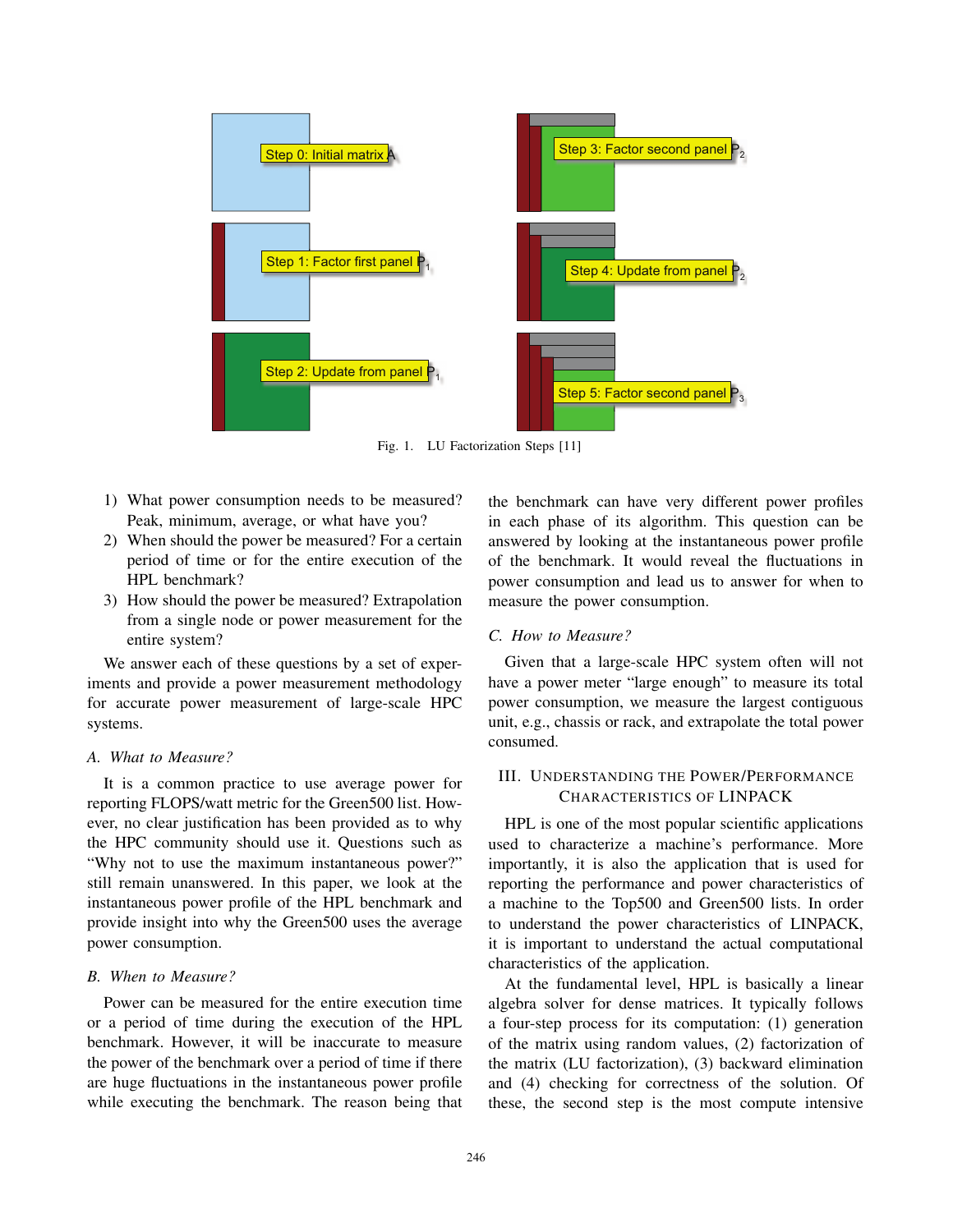Fig. 1. LU Factorization Steps [11]

1) What power consumption needs to be measured? Peak, minimum, average, or what have you?
2) When should the power be measured? For a certain period of time or for the entire execution of the HPL benchmark?
3) How should the power be measured? Extrapolation from a single node or power measurement for the entire system?

We answer each of these questions by a set of experiments and provide a power measurement methodology for accurate power measurement of large-scale HPC systems.

### *A. What to Measure?*

It is a common practice to use average power for reporting FLOPS/watt metric for the Green500 list. However, no clear justification has been provided as to why the HPC community should use it. Questions such as "Why not to use the maximum instantaneous power?" still remain unanswered. In this paper, we look at the instantaneous power profile of the HPL benchmark and provide insight into why the Green500 uses the average power consumption.

### *B. When to Measure?*

Power can be measured for the entire execution time or a period of time during the execution of the HPL benchmark. However, it will be inaccurate to measure the power of the benchmark over a period of time if there are huge fluctuations in the instantaneous power profile while executing the benchmark. The reason being that the benchmark can have very different power profiles in each phase of its algorithm. This question can be answered by looking at the instantaneous power profile of the benchmark. It would reveal the fluctuations in power consumption and lead us to answer for when to measure the power consumption.

### *C. How to Measure?*

Given that a large-scale HPC system often will not have a power meter "large enough" to measure its total power consumption, we measure the largest contiguous unit, e.g., chassis or rack, and extrapolate the total power consumed.

## III. Understanding the Power/Performance Characteristics of LINPACK

HPL is one of the most popular scientific applications used to characterize a machine's performance. More importantly, it is also the application that is used for reporting the performance and power characteristics of a machine to the Top500 and Green500 lists. In order to understand the power characteristics of LINPACK, it is important to understand the actual computational characteristics of the application.

At the fundamental level, HPL is basically a linear algebra solver for dense matrices. It typically follows a four-step process for its computation: (1) generation of the matrix using random values, (2) factorization of the matrix (LU factorization), (3) backward elimination and (4) checking for correctness of the solution. Of these, the second step is the most compute intensive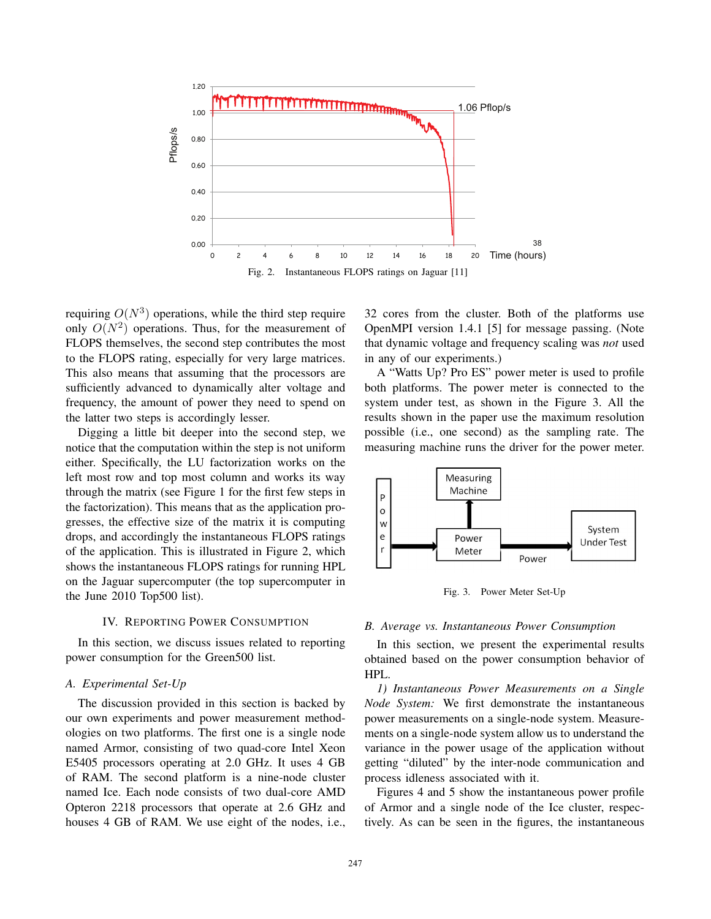Fig. 2. Instantaneous FLOPS ratings on Jaguar [11]

requiring $O(N^3)$ operations, while the third step require only $O(N^2)$ operations. Thus, for the measurement of FLOPS themselves, the second step contributes the most to the FLOPS rating, especially for very large matrices. This also means that assuming that the processors are sufficiently advanced to dynamically alter voltage and frequency, the amount of power they need to spend on the latter two steps is accordingly lesser.

Digging a little bit deeper into the second step, we notice that the computation within the step is not uniform either. Specifically, the LU factorization works on the left most row and top most column and works its way through the matrix (see Figure 1 for the first few steps in the factorization). This means that as the application progresses, the effective size of the matrix it is computing drops, and accordingly the instantaneous FLOPS ratings of the application. This is illustrated in Figure 2, which shows the instantaneous FLOPS ratings for running HPL on the Jaguar supercomputer (the top supercomputer in the June 2010 Top500 list).

## IV. Reporting Power Consumption

In this section, we discuss issues related to reporting power consumption for the Green500 list.

### A. Experimental Set-Up

The discussion provided in this section is backed by our own experiments and power measurement methodologies on two platforms. The first one is a single node named Armor, consisting of two quad-core Intel Xeon E5405 processors operating at 2.0 GHz. It uses 4 GB of RAM. The second platform is a nine-node cluster named Ice. Each node consists of two dual-core AMD Opteron 2218 processors that operate at 2.6 GHz and houses 4 GB of RAM. We use eight of the nodes, i.e., 32 cores from the cluster. Both of the platforms use OpenMPI version 1.4.1 [5] for message passing. (Note that dynamic voltage and frequency scaling was *not* used in any of our experiments.)

A "Watts Up? Pro ES" power meter is used to profile both platforms. The power meter is connected to the system under test, as shown in the Figure 3. All the results shown in the paper use the maximum resolution possible (i.e., one second) as the sampling rate. The measuring machine runs the driver for the power meter.

Fig. 3. Power Meter Set-Up

### B. Average vs. Instantaneous Power Consumption

In this section, we present the experimental results obtained based on the power consumption behavior of HPL.

*1) Instantaneous Power Measurements on a Single Node System:* We first demonstrate the instantaneous power measurements on a single-node system. Measurements on a single-node system allow us to understand the variance in the power usage of the application without getting "diluted" by the inter-node communication and process idleness associated with it.

Figures 4 and 5 show the instantaneous power profile of Armor and a single node of the Ice cluster, respectively. As can be seen in the figures, the instantaneous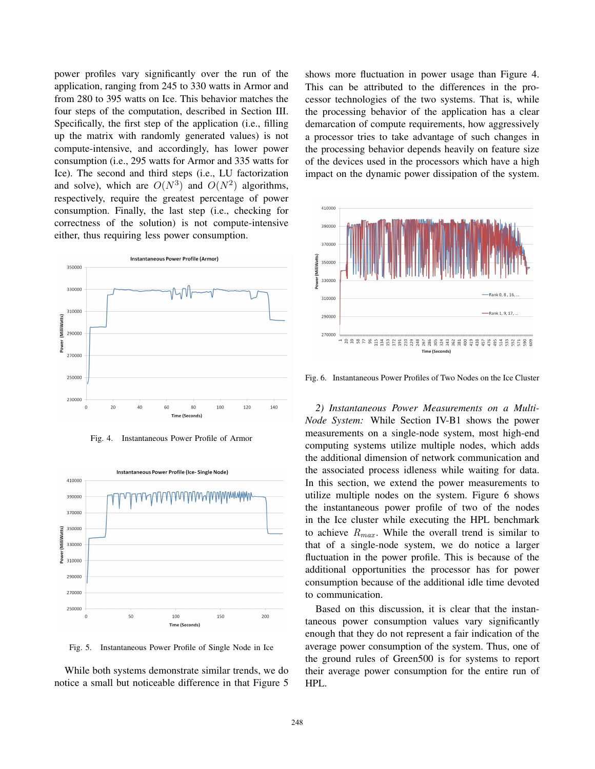power profiles vary significantly over the run of the application, ranging from 245 to 330 watts in Armor and from 280 to 395 watts on Ice. This behavior matches the four steps of the computation, described in Section III. Specifically, the first step of the application (i.e., filling up the matrix with randomly generated values) is not compute-intensive, and accordingly, has lower power consumption (i.e., 295 watts for Armor and 335 watts for Ice). The second and third steps (i.e., LU factorization and solve), which are $O(N^3)$ and $O(N^2)$ algorithms, respectively, require the greatest percentage of power consumption. Finally, the last step (i.e., checking for correctness of the solution) is not compute-intensive either, thus requiring less power consumption.

Fig. 4. Instantaneous Power Profile of Armor

Fig. 5. Instantaneous Power Profile of Single Node in Ice

While both systems demonstrate similar trends, we do notice a small but noticeable difference in that Figure 5 shows more fluctuation in power usage than Figure 4. This can be attributed to the differences in the processor technologies of the two systems. That is, while the processing behavior of the application has a clear demarcation of compute requirements, how aggressively a processor tries to take advantage of such changes in the processing behavior depends heavily on feature size of the devices used in the processors which have a high impact on the dynamic power dissipation of the system.

Fig. 6. Instantaneous Power Profiles of Two Nodes on the Ice Cluster

*2) Instantaneous Power Measurements on a Multi-Node System:* While Section IV-B1 shows the power measurements on a single-node system, most high-end computing systems utilize multiple nodes, which adds the additional dimension of network communication and the associated process idleness while waiting for data. In this section, we extend the power measurements to utilize multiple nodes on the system. Figure 6 shows the instantaneous power profile of two of the nodes in the Ice cluster while executing the HPL benchmark to achieve $R_{max}$. While the overall trend is similar to that of a single-node system, we do notice a larger fluctuation in the power profile. This is because of the additional opportunities the processor has for power consumption because of the additional idle time devoted to communication.

Based on this discussion, it is clear that the instantaneous power consumption values vary significantly enough that they do not represent a fair indication of the average power consumption of the system. Thus, one of the ground rules of Green500 is for systems to report their average power consumption for the entire run of HPL.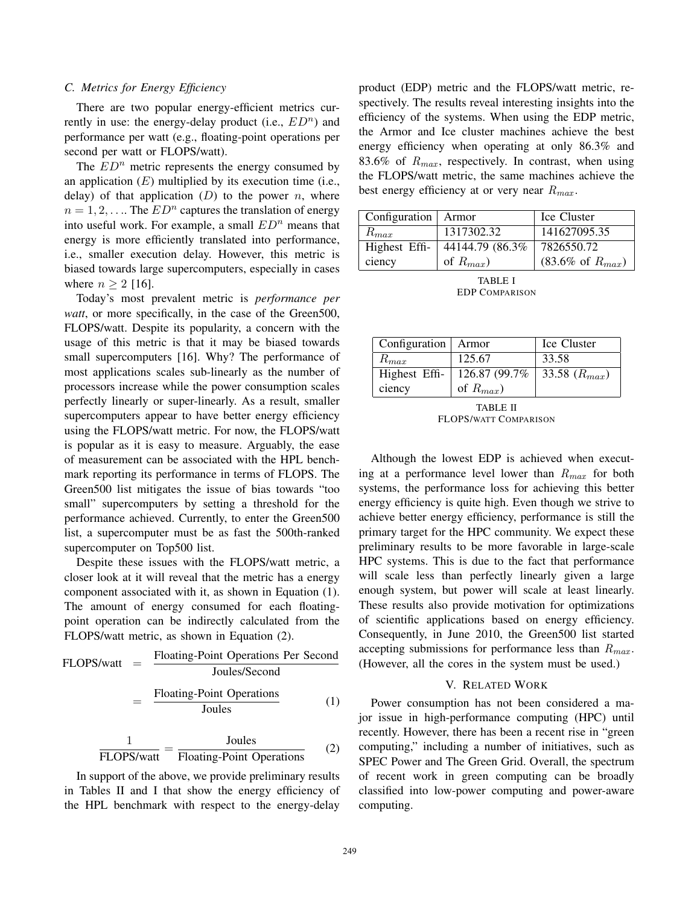### C. Metrics for Energy Efficiency

There are two popular energy-efficient metrics currently in use: the energy-delay product (i.e., $ED^n$) and performance per watt (e.g., floating-point operations per second per watt or FLOPS/watt).

The $ED^n$ metric represents the energy consumed by an application ($E$) multiplied by its execution time (i.e., delay) of that application ($D$) to the power $n$, where $n = 1, 2, \ldots$. The $ED^n$ captures the translation of energy into useful work. For example, a small $ED^n$ means that energy is more efficiently translated into performance, i.e., smaller execution delay. However, this metric is biased towards large supercomputers, especially in cases where $n \geq 2$ [16].

Today's most prevalent metric is *performance per watt*, or more specifically, in the case of the Green500, FLOPS/watt. Despite its popularity, a concern with the usage of this metric is that it may be biased towards small supercomputers [16]. Why? The performance of most applications scales sub-linearly as the number of processors increase while the power consumption scales perfectly linearly or super-linearly. As a result, smaller supercomputers appear to have better energy efficiency using the FLOPS/watt metric. For now, the FLOPS/watt is popular as it is easy to measure. Arguably, the ease of measurement can be associated with the HPL benchmark reporting its performance in terms of FLOPS. The Green500 list mitigates the issue of bias towards "too small" supercomputers by setting a threshold for the performance achieved. Currently, to enter the Green500 list, a supercomputer must be as fast the 500th-ranked supercomputer on Top500 list.

Despite these issues with the FLOPS/watt metric, a closer look at it will reveal that the metric has a energy component associated with it, as shown in Equation (1). The amount of energy consumed for each floating-point operation can be indirectly calculated from the FLOPS/watt metric, as shown in Equation (2).

$$\begin{aligned} \text{FLOPS/watt} &= \frac{\text{Floating-Point Operations Per Second}}{\text{Joules/Second}} \\ &= \frac{\text{Floating-Point Operations}}{\text{Joules}} \end{aligned} \tag{1}$$

$$\frac{1}{\text{FLOPS/watt}} = \frac{\text{Joules}}{\text{Floating-Point Operations}} \tag{2}$$

In support of the above, we provide preliminary results in Tables II and I that show the energy efficiency of the HPL benchmark with respect to the energy-delay product (EDP) metric and the FLOPS/watt metric, respectively. The results reveal interesting insights into the efficiency of the systems. When using the EDP metric, the Armor and Ice cluster machines achieve the best energy efficiency when operating at only 86.3% and 83.6% of $R_{max}$, respectively. In contrast, when using the FLOPS/watt metric, the same machines achieve the best energy efficiency at or very near $R_{max}$.

| Configuration | Armor | Ice Cluster |
|---|---|---|
| $R_{max}$ | 1317302.32 | 141627095.35 |
| Highest Efficiency | 44144.79 (86.3% of $R_{max}$) | 7826550.72 (83.6% of $R_{max}$) |

TABLE I
EDP COMPARISON

| Configuration | Armor | Ice Cluster |
|---|---|---|
| $R_{max}$ | 125.67 | 33.58 |
| Highest Efficiency | 126.87 (99.7% of $R_{max}$) | 33.58 ($R_{max}$) |

TABLE II
FLOPS/WATT COMPARISON

Although the lowest EDP is achieved when executing at a performance level lower than $R_{max}$ for both systems, the performance loss for achieving this better energy efficiency is quite high. Even though we strive to achieve better energy efficiency, performance is still the primary target for the HPC community. We expect these preliminary results to be more favorable in large-scale HPC systems. This is due to the fact that performance will scale less than perfectly linearly given a large enough system, but power will scale at least linearly. These results also provide motivation for optimizations of scientific applications based on energy efficiency. Consequently, in June 2010, the Green500 list started accepting submissions for performance less than $R_{max}$. (However, all the cores in the system must be used.)

## V. RELATED WORK

Power consumption has not been considered a major issue in high-performance computing (HPC) until recently. However, there has been a recent rise in "green computing," including a number of initiatives, such as SPEC Power and The Green Grid. Overall, the spectrum of recent work in green computing can be broadly classified into low-power computing and power-aware computing.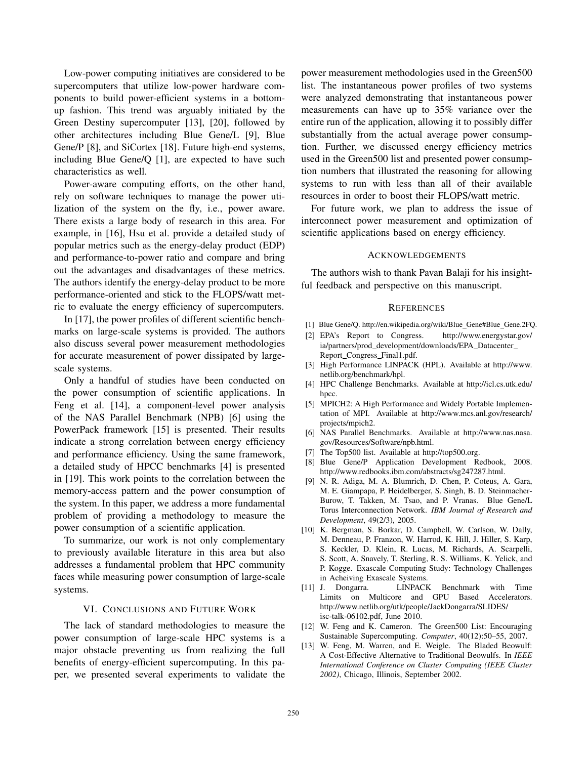Low-power computing initiatives are considered to be supercomputers that utilize low-power hardware components to build power-efficient systems in a bottom-up fashion. This trend was arguably initiated by the Green Destiny supercomputer [13], [20], followed by other architectures including Blue Gene/L [9], Blue Gene/P [8], and SiCortex [18]. Future high-end systems, including Blue Gene/Q [1], are expected to have such characteristics as well.

Power-aware computing efforts, on the other hand, rely on software techniques to manage the power utilization of the system on the fly, i.e., power aware. There exists a large body of research in this area. For example, in [16], Hsu et al. provide a detailed study of popular metrics such as the energy-delay product (EDP) and performance-to-power ratio and compare and bring out the advantages and disadvantages of these metrics. The authors identify the energy-delay product to be more performance-oriented and stick to the FLOPS/watt metric to evaluate the energy efficiency of supercomputers.

In [17], the power profiles of different scientific benchmarks on large-scale systems is provided. The authors also discuss several power measurement methodologies for accurate measurement of power dissipated by large-scale systems.

Only a handful of studies have been conducted on the power consumption of scientific applications. In Feng et al. [14], a component-level power analysis of the NAS Parallel Benchmark (NPB) [6] using the PowerPack framework [15] is presented. Their results indicate a strong correlation between energy efficiency and performance efficiency. Using the same framework, a detailed study of HPCC benchmarks [4] is presented in [19]. This work points to the correlation between the memory-access pattern and the power consumption of the system. In this paper, we address a more fundamental problem of providing a methodology to measure the power consumption of a scientific application.

To summarize, our work is not only complementary to previously available literature in this area but also addresses a fundamental problem that HPC community faces while measuring power consumption of large-scale systems.

## VI. Conclusions and Future Work

The lack of standard methodologies to measure the power consumption of large-scale HPC systems is a major obstacle preventing us from realizing the full benefits of energy-efficient supercomputing. In this paper, we presented several experiments to validate the power measurement methodologies used in the Green500 list. The instantaneous power profiles of two systems were analyzed demonstrating that instantaneous power measurements can have up to 35% variance over the entire run of the application, allowing it to possibly differ substantially from the actual average power consumption. Further, we discussed energy efficiency metrics used in the Green500 list and presented power consumption numbers that illustrated the reasoning for allowing systems to run with less than all of their available resources in order to boost their FLOPS/watt metric.

For future work, we plan to address the issue of interconnect power measurement and optimization of scientific applications based on energy efficiency.

## Acknowledgements

The authors wish to thank Pavan Balaji for his insightful feedback and perspective on this manuscript.

## References

[1] Blue Gene/Q. http://en.wikipedia.org/wiki/Blue_Gene#Blue_Gene.2FQ.

[2] EPA's Report to Congress. http://www.energystar.gov/ia/partners/prod_development/downloads/EPA_Datacenter_Report_Congress_Final1.pdf.

[3] High Performance LINPACK (HPL). Available at http://www.netlib.org/benchmark/hpl.

[4] HPC Challenge Benchmarks. Available at http://icl.cs.utk.edu/hpcc.

[5] MPICH2: A High Performance and Widely Portable Implementation of MPI. Available at http://www.mcs.anl.gov/research/projects/mpich2.

[6] NAS Parallel Benchmarks. Available at http://www.nas.nasa.gov/Resources/Software/npb.html.

[7] The Top500 list. Available at http://top500.org.

[8] Blue Gene/P Application Development Redbook, 2008. http://www.redbooks.ibm.com/abstracts/sg247287.html.

[9] N. R. Adiga, M. A. Blumrich, D. Chen, P. Coteus, A. Gara, M. E. Giampapa, P. Heidelberger, S. Singh, B. D. Steinmacher-Burow, T. Takken, M. Tsao, and P. Vranas. Blue Gene/L Torus Interconnection Network. *IBM Journal of Research and Development*, 49(2/3), 2005.

[10] K. Bergman, S. Borkar, D. Campbell, W. Carlson, W. Dally, M. Denneau, P. Franzon, W. Harrod, K. Hill, J. Hiller, S. Karp, S. Keckler, D. Klein, R. Lucas, M. Richards, A. Scarpelli, S. Scott, A. Snavely, T. Sterling, R. S. Williams, K. Yelick, and P. Kogge. Exascale Computing Study: Technology Challenges in Acheiving Exascale Systems.

[11] J. Dongarra. LINPACK Benchmark with Time Limits on Multicore and GPU Based Accelerators. http://www.netlib.org/utk/people/JackDongarra/SLIDES/isc-talk-06102.pdf, June 2010.

[12] W. Feng and K. Cameron. The Green500 List: Encouraging Sustainable Supercomputing. *Computer*, 40(12):50–55, 2007.

[13] W. Feng, M. Warren, and E. Weigle. The Bladed Beowulf: A Cost-Effective Alternative to Traditional Beowulfs. In *IEEE International Conference on Cluster Computing (IEEE Cluster 2002)*, Chicago, Illinois, September 2002.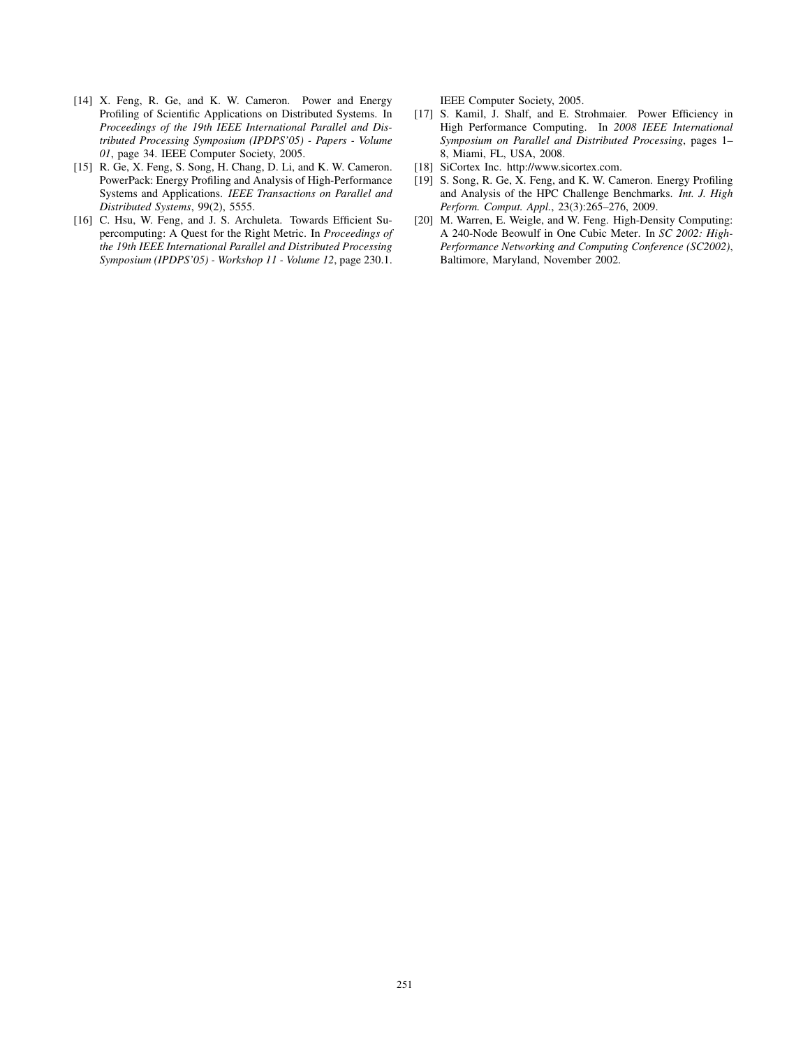- [14] X. Feng, R. Ge, and K. W. Cameron. Power and Energy Profiling of Scientific Applications on Distributed Systems. In *Proceedings of the 19th IEEE International Parallel and Distributed Processing Symposium (IPDPS'05) - Papers - Volume 01*, page 34. IEEE Computer Society, 2005.
- [15] R. Ge, X. Feng, S. Song, H. Chang, D. Li, and K. W. Cameron. PowerPack: Energy Profiling and Analysis of High-Performance Systems and Applications. *IEEE Transactions on Parallel and Distributed Systems*, 99(2), 5555.
- [16] C. Hsu, W. Feng, and J. S. Archuleta. Towards Efficient Supercomputing: A Quest for the Right Metric. In *Proceedings of the 19th IEEE International Parallel and Distributed Processing Symposium (IPDPS'05) - Workshop 11 - Volume 12*, page 230.1. IEEE Computer Society, 2005.
- [17] S. Kamil, J. Shalf, and E. Strohmaier. Power Efficiency in High Performance Computing. In *2008 IEEE International Symposium on Parallel and Distributed Processing*, pages 1–8, Miami, FL, USA, 2008.
- [18] SiCortex Inc. http://www.sicortex.com.
- [19] S. Song, R. Ge, X. Feng, and K. W. Cameron. Energy Profiling and Analysis of the HPC Challenge Benchmarks. *Int. J. High Perform. Comput. Appl.*, 23(3):265–276, 2009.
- [20] M. Warren, E. Weigle, and W. Feng. High-Density Computing: A 240-Node Beowulf in One Cubic Meter. In *SC 2002: High-Performance Networking and Computing Conference (SC2002)*, Baltimore, Maryland, November 2002.